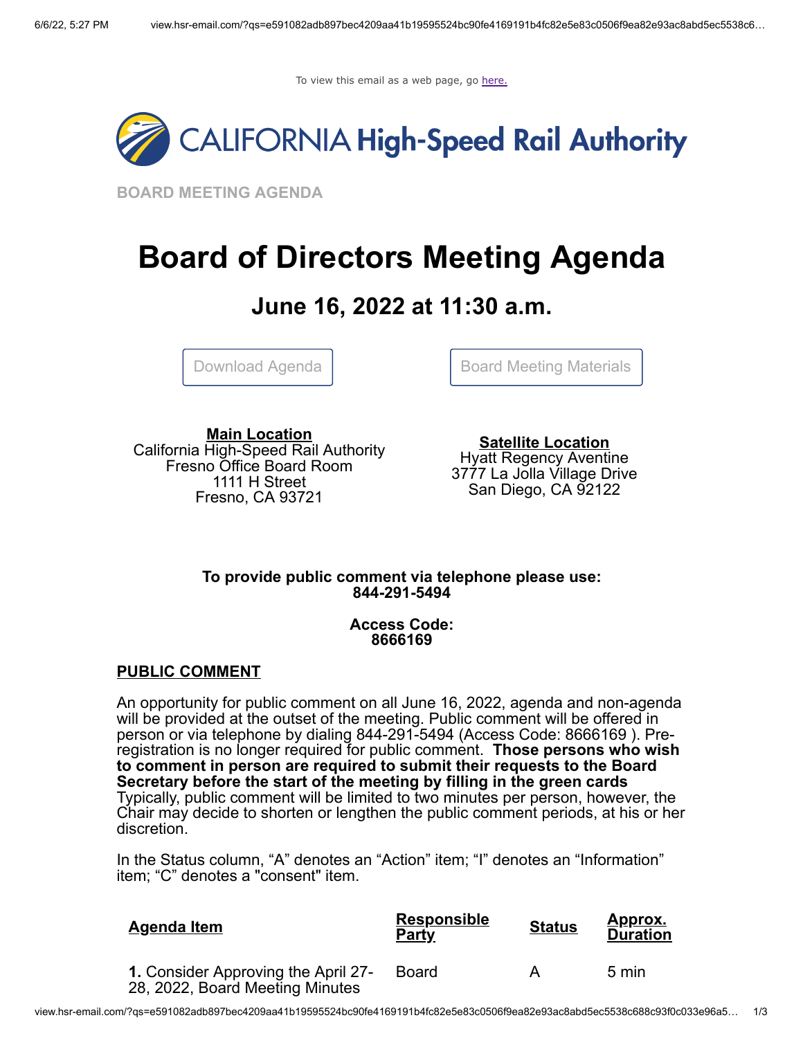To view this email as a web page, go here.

CALIFORNIA High-Speed Rail Authority

**BOARD MEETING AGENDA**

# Board of Directors Meeting Agenda

## June 16, 2022 at 11:30 a.m.

Download Agenda | Board Meeting Materials

**Main Location**
California High-Speed Rail Authority
Fresno Office Board Room
1111 H Street
Fresno, CA 93721

**Satellite Location**
Hyatt Regency Aventine
3777 La Jolla Village Drive
San Diego, CA 92122

**To provide public comment via telephone please use:**
**844-291-5494**

**Access Code:**
**8666169**

**PUBLIC COMMENT**

An opportunity for public comment on all June 16, 2022, agenda and non-agenda will be provided at the outset of the meeting. Public comment will be offered in person or via telephone by dialing 844-291-5494 (Access Code: 8666169 ). Pre-registration is no longer required for public comment. **Those persons who wish to comment in person are required to submit their requests to the Board Secretary before the start of the meeting by filling in the green cards** Typically, public comment will be limited to two minutes per person, however, the Chair may decide to shorten or lengthen the public comment periods, at his or her discretion.

In the Status column, "A" denotes an "Action" item; "I" denotes an "Information" item; "C" denotes a "consent" item.

| Agenda Item | Responsible Party | Status | Approx. Duration |
|---|---|---|---|
| **1.** Consider Approving the April 27-28, 2022, Board Meeting Minutes | Board | A | 5 min |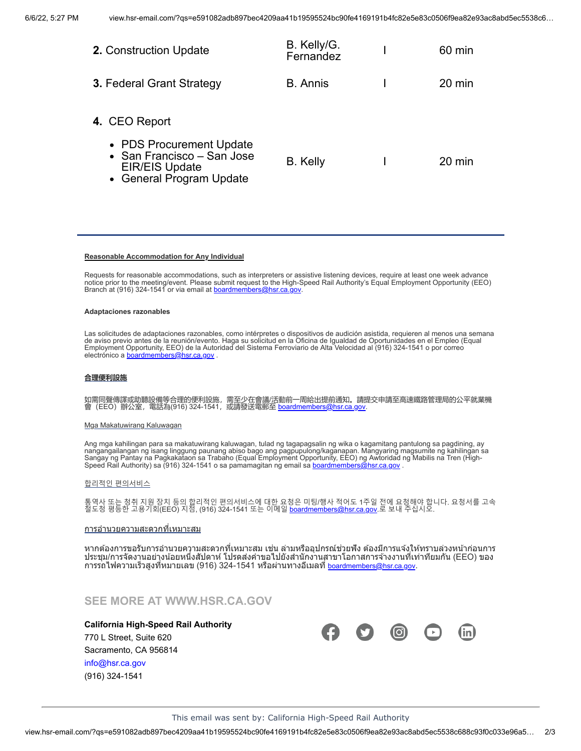| | | | |
|---|---|---|---|
| **2.** Construction Update | B. Kelly/G. Fernandez | I | 60 min |
| **3.** Federal Grant Strategy | B. Annis | I | 20 min |
| **4.** CEO Report<br>• PDS Procurement Update<br>• San Francisco – San Jose EIR/EIS Update<br>• General Program Update | B. Kelly | I | 20 min |

---

**Reasonable Accommodation for Any Individual**

Requests for reasonable accommodations, such as interpreters or assistive listening devices, require at least one week advance notice prior to the meeting/event. Please submit request to the High-Speed Rail Authority's Equal Employment Opportunity (EEO) Branch at (916) 324-1541 or via email at boardmembers@hsr.ca.gov.

**Adaptaciones razonables**

Las solicitudes de adaptaciones razonables, como intérpretes o dispositivos de audición asistida, requieren al menos una semana de aviso previo antes de la reunión/evento. Haga su solicitud en la Oficina de Igualdad de Oportunidades en el Empleo (Equal Employment Opportunity, EEO) de la Autoridad del Sistema Ferroviario de Alta Velocidad al (916) 324-1541 o por correo electrónico a boardmembers@hsr.ca.gov .

**合理便利設施**

如需同聲傳譯或助聽設備等合理的便利設施，需至少在會議/活動前一周給出提前通知。請提交申請至高速鐵路管理局的公平就業機會（EEO）辦公室，電話為(916) 324-1541，或請發送電郵至 boardmembers@hsr.ca.gov.

Mga Makatuwirang Kaluwagan

Ang mga kahilingan para sa makatuwirang kaluwagan, tulad ng tagapagsalin ng wika o kagamitang pantulong sa pagdining, ay nangangailangan ng isang linggung paunang abiso bago ang pagpupulong/kaganapan. Mangyaring magsumite ng kahilingan sa Sangay ng Pantay na Pagkakataon sa Trabaho (Equal Employment Opportunity, EEO) ng Awtoridad ng Mabilis na Tren (High-Speed Rail Authority) sa (916) 324-1541 o sa pamamagitan ng email sa boardmembers@hsr.ca.gov .

합리적인 편의서비스

통역사 또는 청취 지원 장치 등의 합리적인 편의서비스에 대한 요청은 미팅/행사 적어도 1주일 전에 요청해야 합니다. 요청서를 고속철도청 평등한 고용기회(EEO) 지점, (916) 324-1541 또는 이메일 boardmembers@hsr.ca.gov.로 보내 주십시오.

การอำนวยความสะดวกที่เหมาะสม

หากต้องการขอรับการอำนวยความสะดวกที่เหมาะสม เช่น ล่ามหรืออุปกรณ์ช่วยฟัง ต้องมีการแจ้งให้ทราบล่วงหน้าก่อนการประชุม/การจัดงานอย่างน้อยหนึ่งสัปดาห์ โปรดส่งคำขอไปยังสำนักงานสาขาโอกาสการจ้างงานที่เท่าเทียมกัน (EEO) ของการรถไฟความเร็วสูงที่หมายเลข (916) 324-1541 หรือผ่านทางอีเมลที่ boardmembers@hsr.ca.gov.

**SEE MORE AT WWW.HSR.CA.GOV**

**California High-Speed Rail Authority**
770 L Street, Suite 620
Sacramento, CA 956814
info@hsr.ca.gov
(916) 324-1541

This email was sent by: California High-Speed Rail Authority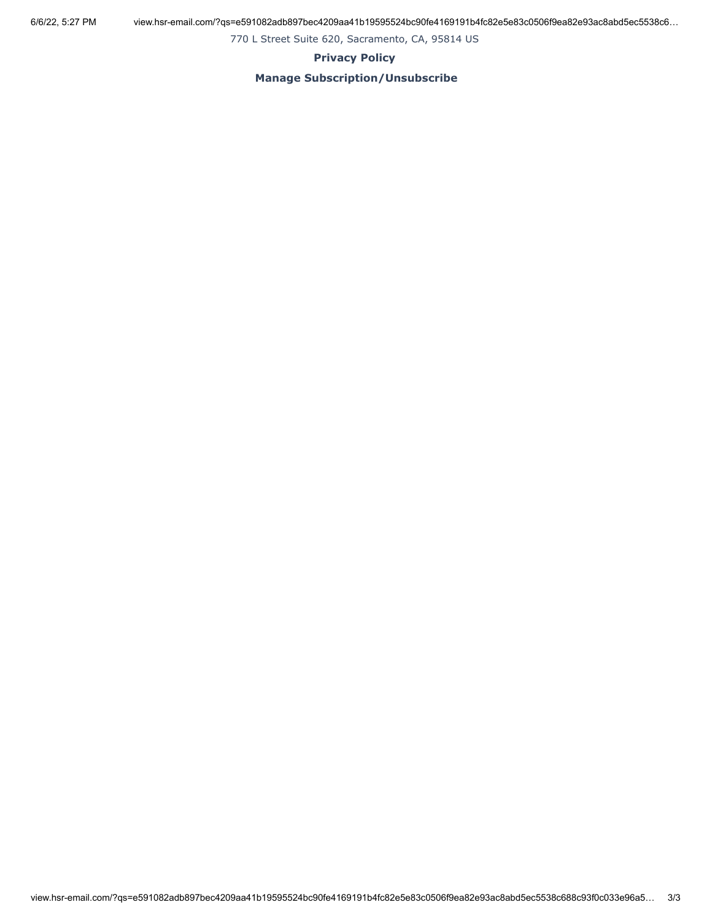770 L Street Suite 620, Sacramento, CA, 95814 US

**Privacy Policy**

**Manage Subscription/Unsubscribe**